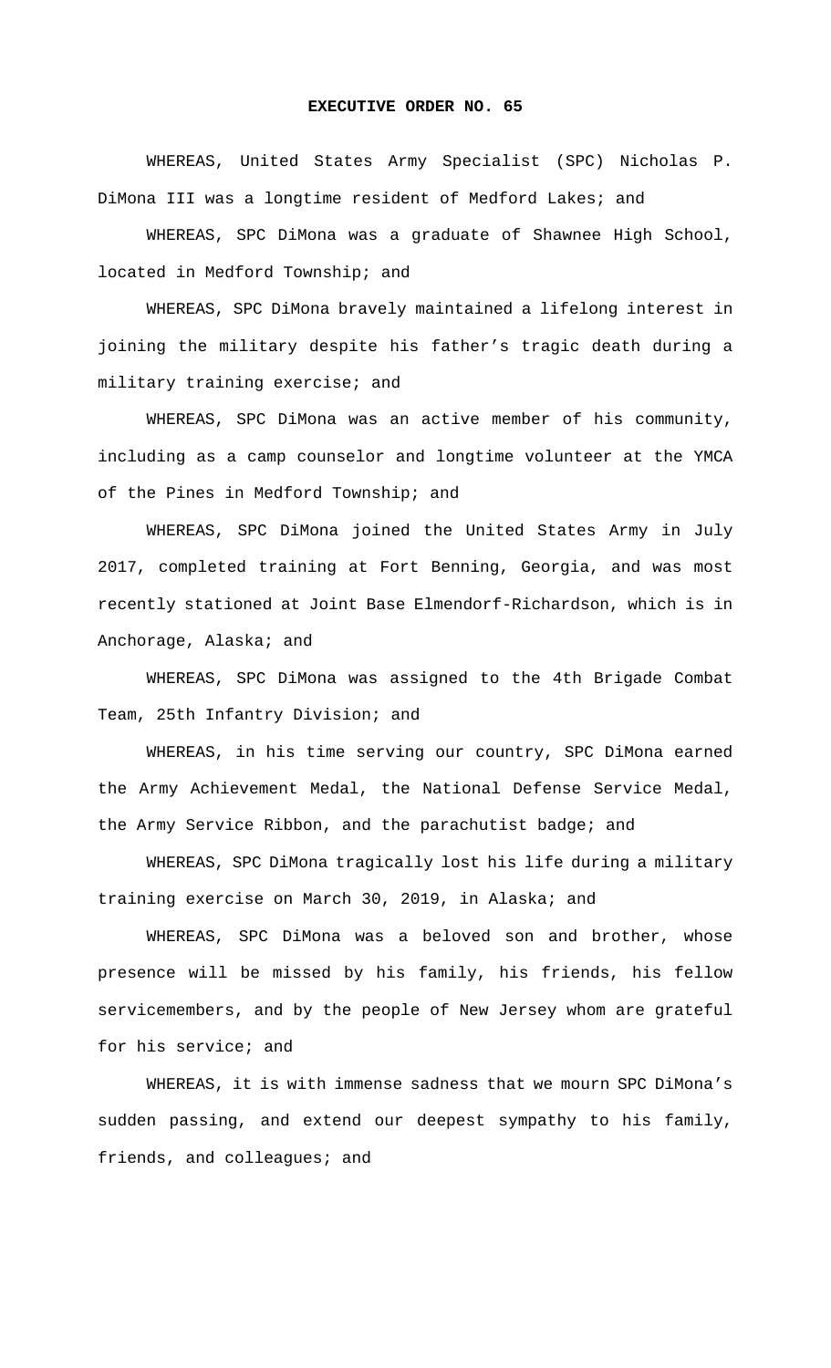**EXECUTIVE ORDER NO. 65**

WHEREAS, United States Army Specialist (SPC) Nicholas P. DiMona III was a longtime resident of Medford Lakes; and

WHEREAS, SPC DiMona was a graduate of Shawnee High School, located in Medford Township; and

WHEREAS, SPC DiMona bravely maintained a lifelong interest in joining the military despite his father's tragic death during a military training exercise; and

WHEREAS, SPC DiMona was an active member of his community, including as a camp counselor and longtime volunteer at the YMCA of the Pines in Medford Township; and

WHEREAS, SPC DiMona joined the United States Army in July 2017, completed training at Fort Benning, Georgia, and was most recently stationed at Joint Base Elmendorf-Richardson, which is in Anchorage, Alaska; and

WHEREAS, SPC DiMona was assigned to the 4th Brigade Combat Team, 25th Infantry Division; and

WHEREAS, in his time serving our country, SPC DiMona earned the Army Achievement Medal, the National Defense Service Medal, the Army Service Ribbon, and the parachutist badge; and

WHEREAS, SPC DiMona tragically lost his life during a military training exercise on March 30, 2019, in Alaska; and

WHEREAS, SPC DiMona was a beloved son and brother, whose presence will be missed by his family, his friends, his fellow servicemembers, and by the people of New Jersey whom are grateful for his service; and

WHEREAS, it is with immense sadness that we mourn SPC DiMona's sudden passing, and extend our deepest sympathy to his family, friends, and colleagues; and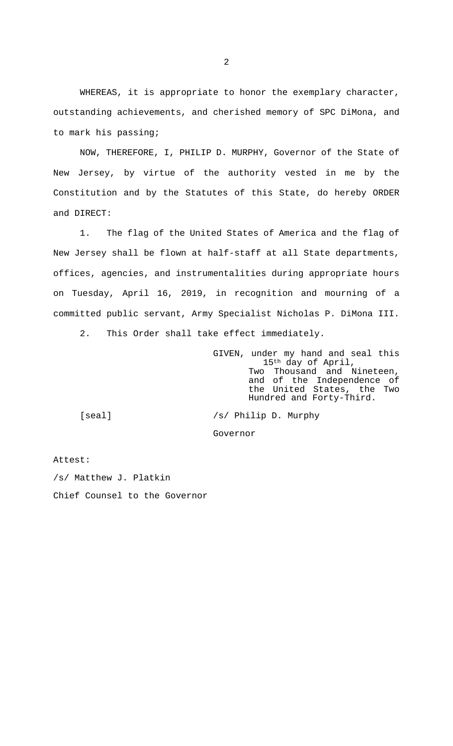WHEREAS, it is appropriate to honor the exemplary character, outstanding achievements, and cherished memory of SPC DiMona, and to mark his passing;

NOW, THEREFORE, I, PHILIP D. MURPHY, Governor of the State of New Jersey, by virtue of the authority vested in me by the Constitution and by the Statutes of this State, do hereby ORDER and DIRECT:

1. The flag of the United States of America and the flag of New Jersey shall be flown at half-staff at all State departments, offices, agencies, and instrumentalities during appropriate hours on Tuesday, April 16, 2019, in recognition and mourning of a committed public servant, Army Specialist Nicholas P. DiMona III.

2. This Order shall take effect immediately.

GIVEN, under my hand and seal this 15th day of April, Two Thousand and Nineteen, and of the Independence of the United States, the Two Hundred and Forty-Third.

[seal]

/s/ Philip D. Murphy

Governor

Attest:

/s/ Matthew J. Platkin

Chief Counsel to the Governor